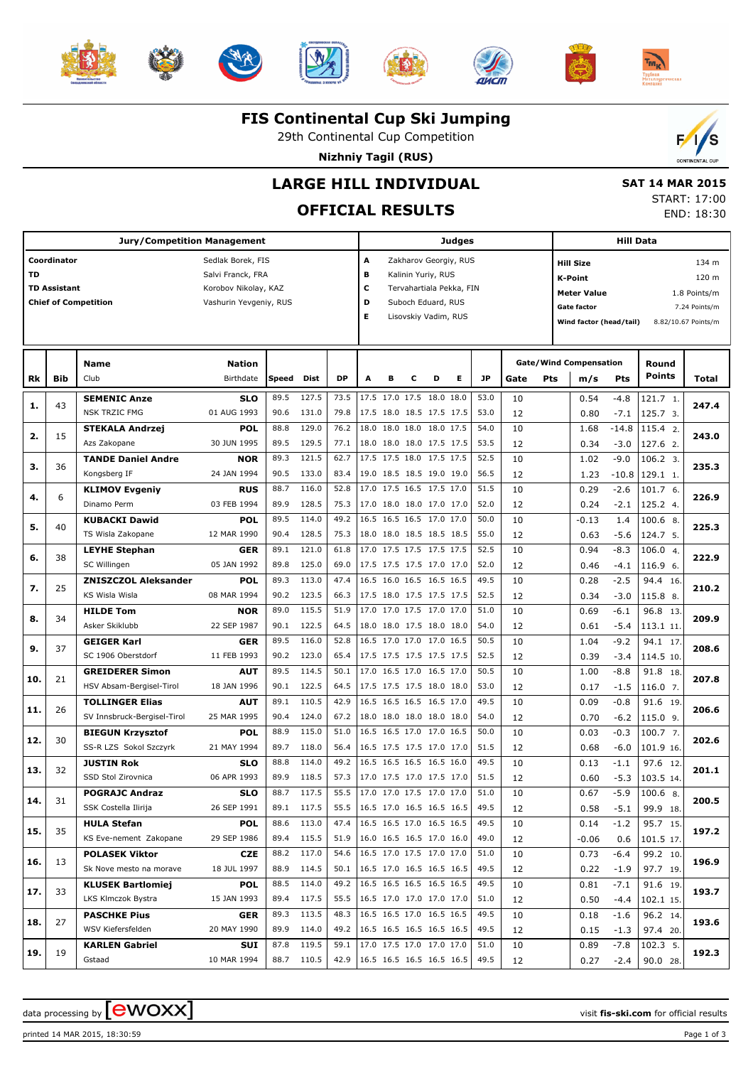# FIS Continental Cup Ski Jumping

29th Continental Cup Competition

**Nizhniy Tagil (RUS)**

## LARGE HILL INDIVIDUAL

## OFFICIAL RESULTS

**SAT 14 MAR 2015**
START: 17:00
END: 18:30

| Jury/Competition Management | | Judges | | Hill Data | |
|---|---|---|---|---|---|
| Coordinator | Sedlak Borek, FIS | A | Zakharov Georgiy, RUS | Hill Size | 134 m |
| TD | Salvi Franck, FRA | B | Kalinin Yuriy, RUS | K-Point | 120 m |
| TD Assistant | Korobov Nikolay, KAZ | C | Tervahartiala Pekka, FIN | Meter Value | 1.8 Points/m |
| Chief of Competition | Vashurin Yevgeniy, RUS | D | Suboch Eduard, RUS | Gate factor | 7.24 Points/m |
| | | E | Lisovskiy Vadim, RUS | Wind factor (head/tail) | 8.82/10.67 Points/m |

| Rk | Bib | Name / Club | Nation / Birthdate | Speed | Dist | DP | A | B | C | D | E | JP | Gate | Pts | m/s | Pts | Round Points | Total |
|---|---|---|---|---|---|---|---|---|---|---|---|---|---|---|---|---|---|---|
| 1. | 43 | **SEMENIC Anze** | **SLO** | 89.5 | 127.5 | 73.5 | 17.5 | 17.0 | 17.5 | 18.0 | 18.0 | 53.0 | 10 | | 0.54 | -4.8 | 121.7 1. | 247.4 |
| | | NSK TRZIC FMG | 01 AUG 1993 | 90.6 | 131.0 | 79.8 | 17.5 | 18.0 | 18.5 | 17.5 | 17.5 | 53.0 | 12 | | 0.80 | -7.1 | 125.7 3. | |
| 2. | 15 | **STEKALA Andrzej** | **POL** | 88.8 | 129.0 | 76.2 | 18.0 | 18.0 | 18.0 | 18.0 | 17.5 | 54.0 | 10 | | 1.68 | -14.8 | 115.4 2. | 243.0 |
| | | Azs Zakopane | 30 JUN 1995 | 89.5 | 129.5 | 77.1 | 18.0 | 18.0 | 18.0 | 17.5 | 17.5 | 53.5 | 12 | | 0.34 | -3.0 | 127.6 2. | |
| 3. | 36 | **TANDE Daniel Andre** | **NOR** | 89.3 | 121.5 | 62.7 | 17.5 | 17.5 | 18.0 | 17.5 | 17.5 | 52.5 | 10 | | 1.02 | -9.0 | 106.2 3. | 235.3 |
| | | Kongsberg IF | 24 JAN 1994 | 90.5 | 133.0 | 83.4 | 19.0 | 18.5 | 18.5 | 19.0 | 19.0 | 56.5 | 12 | | 1.23 | -10.8 | 129.1 1. | |
| 4. | 6 | **KLIMOV Evgeniy** | **RUS** | 88.7 | 116.0 | 52.8 | 17.0 | 17.5 | 16.5 | 17.5 | 17.0 | 51.5 | 10 | | 0.29 | -2.6 | 101.7 6. | 226.9 |
| | | Dinamo Perm | 03 FEB 1994 | 89.9 | 128.5 | 75.3 | 17.0 | 18.0 | 18.0 | 17.0 | 17.0 | 52.0 | 12 | | 0.24 | -2.1 | 125.2 4. | |
| 5. | 40 | **KUBACKI Dawid** | **POL** | 89.5 | 114.0 | 49.2 | 16.5 | 16.5 | 16.5 | 17.0 | 17.0 | 50.0 | 10 | | -0.13 | 1.4 | 100.6 8. | 225.3 |
| | | TS Wisla Zakopane | 12 MAR 1990 | 90.4 | 128.5 | 75.3 | 18.0 | 18.0 | 18.5 | 18.5 | 18.5 | 55.0 | 12 | | 0.63 | -5.6 | 124.7 5. | |
| 6. | 38 | **LEYHE Stephan** | **GER** | 89.1 | 121.0 | 61.8 | 17.0 | 17.5 | 17.5 | 17.5 | 17.5 | 52.5 | 10 | | 0.94 | -8.3 | 106.0 4. | 222.9 |
| | | SC Willingen | 05 JAN 1992 | 89.8 | 125.0 | 69.0 | 17.5 | 17.5 | 17.5 | 17.0 | 17.0 | 52.0 | 12 | | 0.46 | -4.1 | 116.9 6. | |
| 7. | 25 | **ZNISZCZOL Aleksander** | **POL** | 89.3 | 113.0 | 47.4 | 16.5 | 16.0 | 16.5 | 16.5 | 16.5 | 49.5 | 10 | | 0.28 | -2.5 | 94.4 16. | 210.2 |
| | | KS Wisla Wisla | 08 MAR 1994 | 90.2 | 123.5 | 66.3 | 17.5 | 18.0 | 17.5 | 17.5 | 17.5 | 52.5 | 12 | | 0.34 | -3.0 | 115.8 8. | |
| 8. | 34 | **HILDE Tom** | **NOR** | 89.0 | 115.5 | 51.9 | 17.0 | 17.0 | 17.5 | 17.0 | 17.0 | 51.0 | 10 | | 0.69 | -6.1 | 96.8 13. | 209.9 |
| | | Asker Skiklubb | 22 SEP 1987 | 90.1 | 122.5 | 64.5 | 18.0 | 18.0 | 17.5 | 18.0 | 18.0 | 54.0 | 12 | | 0.61 | -5.4 | 113.1 11. | |
| 9. | 37 | **GEIGER Karl** | **GER** | 89.5 | 116.0 | 52.8 | 16.5 | 17.0 | 17.0 | 17.0 | 16.5 | 50.5 | 10 | | 1.04 | -9.2 | 94.1 17. | 208.6 |
| | | SC 1906 Oberstdorf | 11 FEB 1993 | 90.2 | 123.0 | 65.4 | 17.5 | 17.5 | 17.5 | 17.5 | 17.5 | 52.5 | 12 | | 0.39 | -3.4 | 114.5 10. | |
| 10. | 21 | **GREIDERER Simon** | **AUT** | 89.5 | 114.5 | 50.1 | 17.0 | 16.5 | 17.0 | 16.5 | 17.0 | 50.5 | 10 | | 1.00 | -8.8 | 91.8 18. | 207.8 |
| | | HSV Absam-Bergisel-Tirol | 18 JAN 1996 | 90.1 | 122.5 | 64.5 | 17.5 | 17.5 | 17.5 | 18.0 | 18.0 | 53.0 | 12 | | 0.17 | -1.5 | 116.0 7. | |
| 11. | 26 | **TOLLINGER Elias** | **AUT** | 89.1 | 110.5 | 42.9 | 16.5 | 16.5 | 16.5 | 16.5 | 17.0 | 49.5 | 10 | | 0.09 | -0.8 | 91.6 19. | 206.6 |
| | | SV Innsbruck-Bergisel-Tirol | 25 MAR 1995 | 90.4 | 124.0 | 67.2 | 18.0 | 18.0 | 18.0 | 18.0 | 18.0 | 54.0 | 12 | | 0.70 | -6.2 | 115.0 9. | |
| 12. | 30 | **BIEGUN Krzysztof** | **POL** | 88.9 | 115.0 | 51.0 | 16.5 | 16.5 | 17.0 | 17.0 | 16.5 | 50.0 | 10 | | 0.03 | -0.3 | 100.7 7. | 202.6 |
| | | SS-R LZS Sokol Szczyrk | 21 MAY 1994 | 89.7 | 118.0 | 56.4 | 16.5 | 17.5 | 17.5 | 17.0 | 17.0 | 51.5 | 12 | | 0.68 | -6.0 | 101.9 16. | |
| 13. | 32 | **JUSTIN Rok** | **SLO** | 88.8 | 114.0 | 49.2 | 16.5 | 16.5 | 16.5 | 16.5 | 16.0 | 49.5 | 10 | | 0.13 | -1.1 | 97.6 12. | 201.1 |
| | | SSD Stol Zirovnica | 06 APR 1993 | 89.9 | 118.5 | 57.3 | 17.0 | 17.5 | 17.0 | 17.5 | 17.0 | 51.5 | 12 | | 0.60 | -5.3 | 103.5 14. | |
| 14. | 31 | **POGRAJC Andraz** | **SLO** | 88.7 | 117.5 | 55.5 | 17.0 | 17.0 | 17.5 | 17.0 | 17.0 | 51.0 | 10 | | 0.67 | -5.9 | 100.6 8. | 200.5 |
| | | SSK Costella Ilirija | 26 SEP 1991 | 89.1 | 117.5 | 55.5 | 16.5 | 17.0 | 16.5 | 16.5 | 16.5 | 49.5 | 12 | | 0.58 | -5.1 | 99.9 18. | |
| 15. | 35 | **HULA Stefan** | **POL** | 88.6 | 113.0 | 47.4 | 16.5 | 16.5 | 17.0 | 16.5 | 16.5 | 49.5 | 10 | | 0.14 | -1.2 | 95.7 15. | 197.2 |
| | | KS Eve-nement Zakopane | 29 SEP 1986 | 89.4 | 115.5 | 51.9 | 16.0 | 16.5 | 16.5 | 17.0 | 16.0 | 49.0 | 12 | | -0.06 | 0.6 | 101.5 17. | |
| 16. | 13 | **POLASEK Viktor** | **CZE** | 88.2 | 117.0 | 54.6 | 16.5 | 17.0 | 17.5 | 17.0 | 17.0 | 51.0 | 10 | | 0.73 | -6.4 | 99.2 10. | 196.9 |
| | | Sk Nove mesto na morave | 18 JUL 1997 | 88.9 | 114.5 | 50.1 | 16.5 | 17.0 | 16.5 | 16.5 | 16.5 | 49.5 | 12 | | 0.22 | -1.9 | 97.7 19. | |
| 17. | 33 | **KLUSEK Bartlomiej** | **POL** | 88.5 | 114.0 | 49.2 | 16.5 | 16.5 | 16.5 | 16.5 | 16.5 | 49.5 | 10 | | 0.81 | -7.1 | 91.6 19. | 193.7 |
| | | LKS Klmczok Bystra | 15 JAN 1993 | 89.4 | 117.5 | 55.5 | 16.5 | 17.0 | 17.0 | 17.0 | 17.0 | 51.0 | 12 | | 0.50 | -4.4 | 102.1 15. | |
| 18. | 27 | **PASCHKE Pius** | **GER** | 89.3 | 113.5 | 48.3 | 16.5 | 16.5 | 17.0 | 16.5 | 16.5 | 49.5 | 10 | | 0.18 | -1.6 | 96.2 14. | 193.6 |
| | | WSV Kiefersfelden | 20 MAY 1990 | 89.9 | 114.0 | 49.2 | 16.5 | 16.5 | 16.5 | 16.5 | 16.5 | 49.5 | 12 | | 0.15 | -1.3 | 97.4 20. | |
| 19. | 19 | **KARLEN Gabriel** | **SUI** | 87.8 | 119.5 | 59.1 | 17.0 | 17.5 | 17.0 | 17.0 | 17.0 | 51.0 | 10 | | 0.89 | -7.8 | 102.3 5. | 192.3 |
| | | Gstaad | 10 MAR 1994 | 88.7 | 110.5 | 42.9 | 16.5 | 16.5 | 16.5 | 16.5 | 16.5 | 49.5 | 12 | | 0.27 | -2.4 | 90.0 28. | |

data processing by ewoxx — visit fis-ski.com for official results

printed 14 MAR 2015, 18:30:59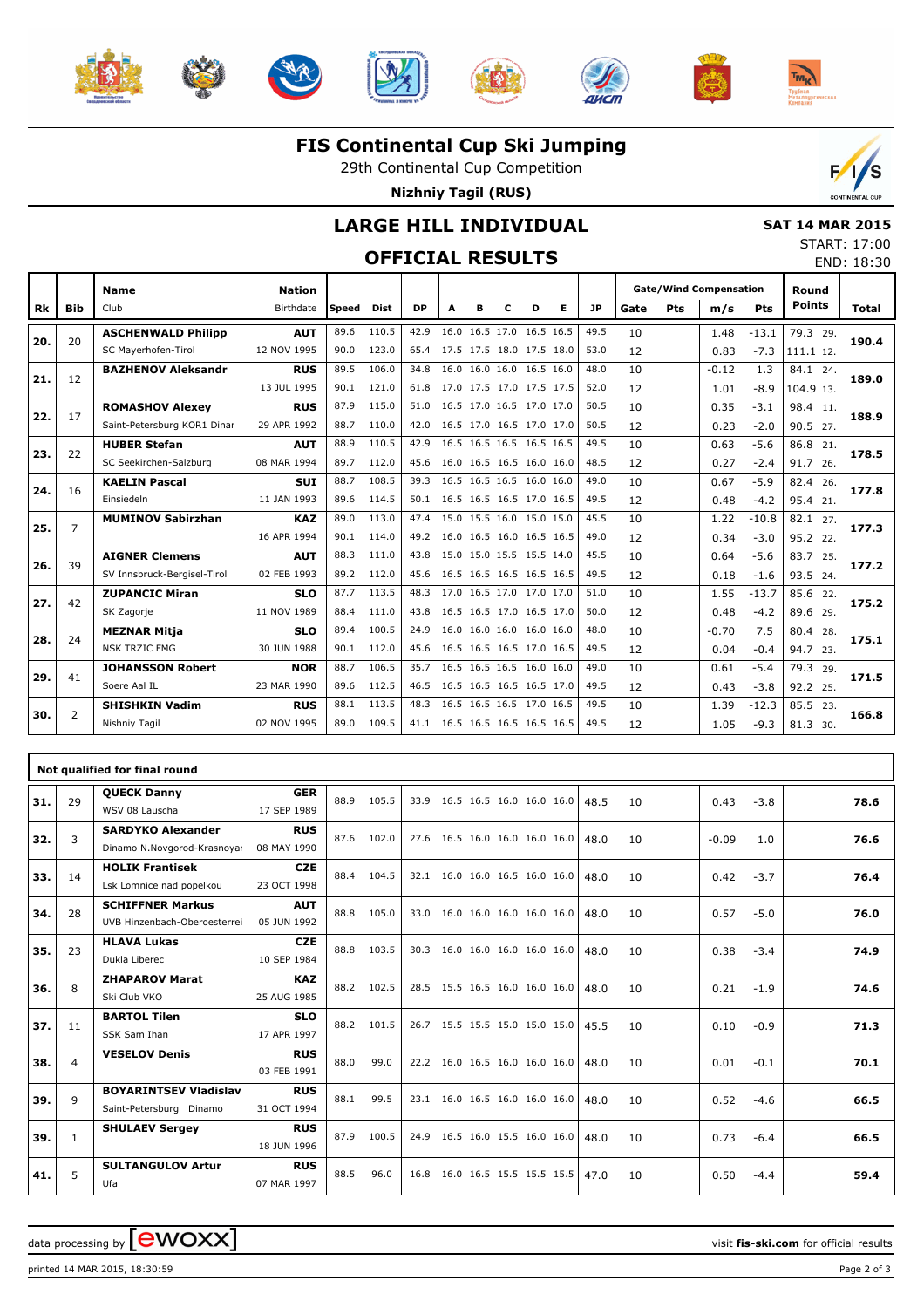# FIS Continental Cup Ski Jumping

29th Continental Cup Competition

**Nizhniy Tagil (RUS)**

## LARGE HILL INDIVIDUAL

## OFFICIAL RESULTS

**SAT 14 MAR 2015**

START: 17:00

END: 18:30

| Rk | Bib | Name / Club | Nation / Birthdate | Speed | Dist | DP | A | B | C | D | E | JP | Gate | Pts | m/s | Pts | Round Points | Total |
|---|---|---|---|---|---|---|---|---|---|---|---|---|---|---|---|---|---|---|
| 20. | 20 | **ASCHENWALD Philipp** | **AUT** | 89.6 | 110.5 | 42.9 | 16.0 | 16.5 | 17.0 | 16.5 | 16.5 | 49.5 | 10 | | 1.48 | -13.1 | 79.3 29. | **190.4** |
| | | SC Mayerhofen-Tirol | 12 NOV 1995 | 90.0 | 123.0 | 65.4 | 17.5 | 17.5 | 18.0 | 17.5 | 18.0 | 53.0 | 12 | | 0.83 | -7.3 | 111.1 12. | |
| 21. | 12 | **BAZHENOV Aleksandr** | **RUS** | 89.5 | 106.0 | 34.8 | 16.0 | 16.0 | 16.0 | 16.5 | 16.0 | 48.0 | 10 | | -0.12 | 1.3 | 84.1 24. | **189.0** |
| | | | 13 JUL 1995 | 90.1 | 121.0 | 61.8 | 17.0 | 17.5 | 17.0 | 17.5 | 17.5 | 52.0 | 12 | | 1.01 | -8.9 | 104.9 13. | |
| 22. | 17 | **ROMASHOV Alexey** | **RUS** | 87.9 | 115.0 | 51.0 | 16.5 | 17.0 | 16.5 | 17.0 | 17.0 | 50.5 | 10 | | 0.35 | -3.1 | 98.4 11. | **188.9** |
| | | Saint-Petersburg KOR1 Dinar | 29 APR 1992 | 88.7 | 110.0 | 42.0 | 16.5 | 17.0 | 16.5 | 17.0 | 17.0 | 50.5 | 12 | | 0.23 | -2.0 | 90.5 27. | |
| 23. | 22 | **HUBER Stefan** | **AUT** | 88.9 | 110.5 | 42.9 | 16.5 | 16.5 | 16.5 | 16.5 | 16.5 | 49.5 | 10 | | 0.63 | -5.6 | 86.8 21. | **178.5** |
| | | SC Seekirchen-Salzburg | 08 MAR 1994 | 89.7 | 112.0 | 45.6 | 16.0 | 16.5 | 16.5 | 16.0 | 16.0 | 48.5 | 12 | | 0.27 | -2.4 | 91.7 26. | |
| 24. | 16 | **KAELIN Pascal** | **SUI** | 88.7 | 108.5 | 39.3 | 16.5 | 16.5 | 16.5 | 16.0 | 16.0 | 49.0 | 10 | | 0.67 | -5.9 | 82.4 26. | **177.8** |
| | | Einsiedeln | 11 JAN 1993 | 89.6 | 114.5 | 50.1 | 16.5 | 16.5 | 16.5 | 17.0 | 16.5 | 49.5 | 12 | | 0.48 | -4.2 | 95.4 21. | |
| 25. | 7 | **MUMINOV Sabirzhan** | **KAZ** | 89.0 | 113.0 | 47.4 | 15.0 | 15.5 | 16.0 | 15.0 | 15.0 | 45.5 | 10 | | 1.22 | -10.8 | 82.1 27. | **177.3** |
| | | | 16 APR 1994 | 90.1 | 114.0 | 49.2 | 16.0 | 16.5 | 16.0 | 16.5 | 16.5 | 49.0 | 12 | | 0.34 | -3.0 | 95.2 22. | |
| 26. | 39 | **AIGNER Clemens** | **AUT** | 88.3 | 111.0 | 43.8 | 15.0 | 15.0 | 15.5 | 15.5 | 14.0 | 45.5 | 10 | | 0.64 | -5.6 | 83.7 25. | **177.2** |
| | | SV Innsbruck-Bergisel-Tirol | 02 FEB 1993 | 89.2 | 112.0 | 45.6 | 16.5 | 16.5 | 16.5 | 16.5 | 16.5 | 49.5 | 12 | | 0.18 | -1.6 | 93.5 24. | |
| 27. | 42 | **ZUPANCIC Miran** | **SLO** | 87.7 | 113.5 | 48.3 | 17.0 | 16.5 | 17.0 | 17.0 | 17.0 | 51.0 | 10 | | 1.55 | -13.7 | 85.6 22. | **175.2** |
| | | SK Zagorje | 11 NOV 1989 | 88.4 | 111.0 | 43.8 | 16.5 | 16.5 | 17.0 | 16.5 | 17.0 | 50.0 | 12 | | 0.48 | -4.2 | 89.6 29. | |
| 28. | 24 | **MEZNAR Mitja** | **SLO** | 89.4 | 100.5 | 24.9 | 16.0 | 16.0 | 16.0 | 16.0 | 16.0 | 48.0 | 10 | | -0.70 | 7.5 | 80.4 28. | **175.1** |
| | | NSK TRZIC FMG | 30 JUN 1988 | 90.1 | 112.0 | 45.6 | 16.5 | 16.5 | 16.5 | 17.0 | 16.5 | 49.5 | 12 | | 0.04 | -0.4 | 94.7 23. | |
| 29. | 41 | **JOHANSSON Robert** | **NOR** | 88.7 | 106.5 | 35.7 | 16.5 | 16.5 | 16.5 | 16.0 | 16.0 | 49.0 | 10 | | 0.61 | -5.4 | 79.3 29. | **171.5** |
| | | Soere Aal IL | 23 MAR 1990 | 89.6 | 112.5 | 46.5 | 16.5 | 16.5 | 16.5 | 16.5 | 17.0 | 49.5 | 12 | | 0.43 | -3.8 | 92.2 25. | |
| 30. | 2 | **SHISHKIN Vadim** | **RUS** | 88.1 | 113.5 | 48.3 | 16.5 | 16.5 | 16.5 | 17.0 | 16.5 | 49.5 | 10 | | 1.39 | -12.3 | 85.5 23. | **166.8** |
| | | Nishniy Tagil | 02 NOV 1995 | 89.0 | 109.5 | 41.1 | 16.5 | 16.5 | 16.5 | 16.5 | 16.5 | 49.5 | 12 | | 1.05 | -9.3 | 81.3 30. | |

**Not qualified for final round**

| Rk | Bib | Name / Club | Nation / Birthdate | Speed | Dist | DP | A | B | C | D | E | JP | Gate | Pts | m/s | Pts | Round Points | Total |
|---|---|---|---|---|---|---|---|---|---|---|---|---|---|---|---|---|---|---|
| 31. | 29 | **QUECK Danny** / WSV 08 Lauscha | **GER** / 17 SEP 1989 | 88.9 | 105.5 | 33.9 | 16.5 | 16.5 | 16.0 | 16.0 | 16.0 | 48.5 | 10 | | 0.43 | -3.8 | | **78.6** |
| 32. | 3 | **SARDYKO Alexander** / Dinamo N.Novgorod-Krasnoyar | **RUS** / 08 MAY 1990 | 87.6 | 102.0 | 27.6 | 16.5 | 16.0 | 16.0 | 16.0 | 16.0 | 48.0 | 10 | | -0.09 | 1.0 | | **76.6** |
| 33. | 14 | **HOLIK Frantisek** / Lsk Lomnice nad popelkou | **CZE** / 23 OCT 1998 | 88.4 | 104.5 | 32.1 | 16.0 | 16.0 | 16.5 | 16.0 | 16.0 | 48.0 | 10 | | 0.42 | -3.7 | | **76.4** |
| 34. | 28 | **SCHIFFNER Markus** / UVB Hinzenbach-Oberoesterrei | **AUT** / 05 JUN 1992 | 88.8 | 105.0 | 33.0 | 16.0 | 16.0 | 16.0 | 16.0 | 16.0 | 48.0 | 10 | | 0.57 | -5.0 | | **76.0** |
| 35. | 23 | **HLAVA Lukas** / Dukla Liberec | **CZE** / 10 SEP 1984 | 88.8 | 103.5 | 30.3 | 16.0 | 16.0 | 16.0 | 16.0 | 16.0 | 48.0 | 10 | | 0.38 | -3.4 | | **74.9** |
| 36. | 8 | **ZHAPAROV Marat** / Ski Club VKO | **KAZ** / 25 AUG 1985 | 88.2 | 102.5 | 28.5 | 15.5 | 16.5 | 16.0 | 16.0 | 16.0 | 48.0 | 10 | | 0.21 | -1.9 | | **74.6** |
| 37. | 11 | **BARTOL Tilen** / SSK Sam Ihan | **SLO** / 17 APR 1997 | 88.2 | 101.5 | 26.7 | 15.5 | 15.5 | 15.0 | 15.0 | 15.0 | 45.5 | 10 | | 0.10 | -0.9 | | **71.3** |
| 38. | 4 | **VESELOV Denis** | **RUS** / 03 FEB 1991 | 88.0 | 99.0 | 22.2 | 16.0 | 16.5 | 16.0 | 16.0 | 16.0 | 48.0 | 10 | | 0.01 | -0.1 | | **70.1** |
| 39. | 9 | **BOYARINTSEV Vladislav** / Saint-Petersburg Dinamo | **RUS** / 31 OCT 1994 | 88.1 | 99.5 | 23.1 | 16.0 | 16.5 | 16.0 | 16.0 | 16.0 | 48.0 | 10 | | 0.52 | -4.6 | | **66.5** |
| 39. | 1 | **SHULAEV Sergey** | **RUS** / 18 JUN 1996 | 87.9 | 100.5 | 24.9 | 16.5 | 16.0 | 15.5 | 16.0 | 16.0 | 48.0 | 10 | | 0.73 | -6.4 | | **66.5** |
| 41. | 5 | **SULTANGULOV Artur** / Ufa | **RUS** / 07 MAR 1997 | 88.5 | 96.0 | 16.8 | 16.0 | 16.5 | 15.5 | 15.5 | 15.5 | 47.0 | 10 | | 0.50 | -4.4 | | **59.4** |

data processing by ewoxx — visit fis-ski.com for official results

printed 14 MAR 2015, 18:30:59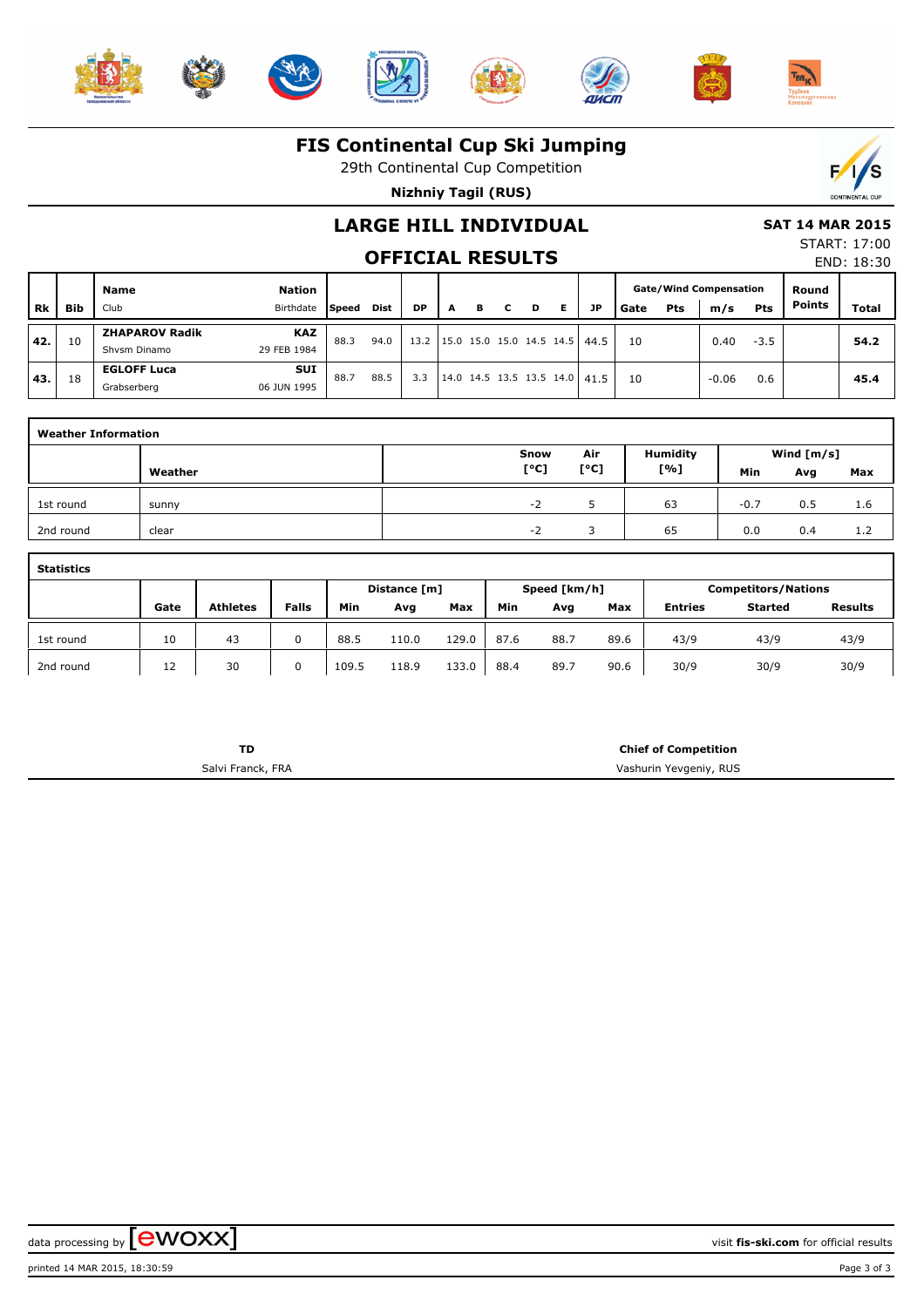# FIS Continental Cup Ski Jumping

29th Continental Cup Competition

**Nizhniy Tagil (RUS)**

## LARGE HILL INDIVIDUAL

## OFFICIAL RESULTS

**SAT 14 MAR 2015**
START: 17:00
END: 18:30

| Rk | Bib | Name / Club | Nation / Birthdate | Speed | Dist | DP | A | B | C | D | E | JP | Gate | Pts | m/s | Pts | Round Points | Total |
|---|---|---|---|---|---|---|---|---|---|---|---|---|---|---|---|---|---|---|
| 42. | 10 | **ZHAPAROV Radik** Shvsm Dinamo | **KAZ** 29 FEB 1984 | 88.3 | 94.0 | 13.2 | 15.0 | 15.0 | 15.0 | 14.5 | 14.5 | 44.5 | 10 | | 0.40 | -3.5 | | **54.2** |
| 43. | 18 | **EGLOFF Luca** Grabserberg | **SUI** 06 JUN 1995 | 88.7 | 88.5 | 3.3 | 14.0 | 14.5 | 13.5 | 13.5 | 14.0 | 41.5 | 10 | | -0.06 | 0.6 | | **45.4** |

**Weather Information**

| | Weather | Snow [°C] | Air [°C] | Humidity [%] | Wind [m/s] Min | Avg | Max |
|---|---|---|---|---|---|---|---|
| 1st round | sunny | -2 | 5 | 63 | -0.7 | 0.5 | 1.6 |
| 2nd round | clear | -2 | 3 | 65 | 0.0 | 0.4 | 1.2 |

**Statistics**

| | Gate | Athletes | Falls | Distance [m] Min | Avg | Max | Speed [km/h] Min | Avg | Max | Competitors/Nations Entries | Started | Results |
|---|---|---|---|---|---|---|---|---|---|---|---|---|
| 1st round | 10 | 43 | 0 | 88.5 | 110.0 | 129.0 | 87.6 | 88.7 | 89.6 | 43/9 | 43/9 | 43/9 |
| 2nd round | 12 | 30 | 0 | 109.5 | 118.9 | 133.0 | 88.4 | 89.7 | 90.6 | 30/9 | 30/9 | 30/9 |

**TD**
Salvi Franck, FRA

**Chief of Competition**
Vashurin Yevgeniy, RUS

data processing by ewoxx

visit **fis-ski.com** for official results

printed 14 MAR 2015, 18:30:59